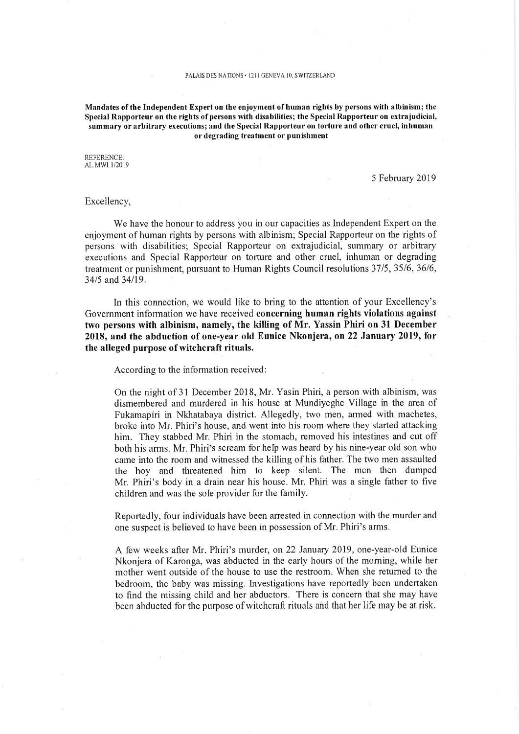PALAIS DES NATIONS • 1211 GENEVA 10, SWITZERLAND

**Mandates of the Independent Expert on the enjoyment of human rights by persons with albinism; the Special Rapporteur on the rights of persons with disabilities; the Special Rapporteur on extrajudicial, summary or arbitrary executions; and the Special Rapporteur on torture and other cruel, inhuman or degrading treatment or punishment**

REFERENCE:
AL MWI 1/2019

5 February 2019

Excellency,

We have the honour to address you in our capacities as Independent Expert on the enjoyment of human rights by persons with albinism; Special Rapporteur on the rights of persons with disabilities; Special Rapporteur on extrajudicial, summary or arbitrary executions and Special Rapporteur on torture and other cruel, inhuman or degrading treatment or punishment, pursuant to Human Rights Council resolutions 37/5, 35/6, 36/6, 34/5 and 34/19.

In this connection, we would like to bring to the attention of your Excellency's Government information we have received **concerning human rights violations against two persons with albinism, namely, the killing of Mr. Yassin Phiri on 31 December 2018, and the abduction of one-year old Eunice Nkonjera, on 22 January 2019, for the alleged purpose of witchcraft rituals.**

According to the information received:

> On the night of 31 December 2018, Mr. Yasin Phiri, a person with albinism, was dismembered and murdered in his house at Mundiyeghe Village in the area of Fukamapiri in Nkhatabaya district. Allegedly, two men, armed with machetes, broke into Mr. Phiri's house, and went into his room where they started attacking him. They stabbed Mr. Phiri in the stomach, removed his intestines and cut off both his arms. Mr. Phiri's scream for help was heard by his nine-year old son who came into the room and witnessed the killing of his father. The two men assaulted the boy and threatened him to keep silent. The men then dumped Mr. Phiri's body in a drain near his house. Mr. Phiri was a single father to five children and was the sole provider for the family.
>
> Reportedly, four individuals have been arrested in connection with the murder and one suspect is believed to have been in possession of Mr. Phiri's arms.
>
> A few weeks after Mr. Phiri's murder, on 22 January 2019, one-year-old Eunice Nkonjera of Karonga, was abducted in the early hours of the morning, while her mother went outside of the house to use the restroom. When she returned to the bedroom, the baby was missing. Investigations have reportedly been undertaken to find the missing child and her abductors. There is concern that she may have been abducted for the purpose of witchcraft rituals and that her life may be at risk.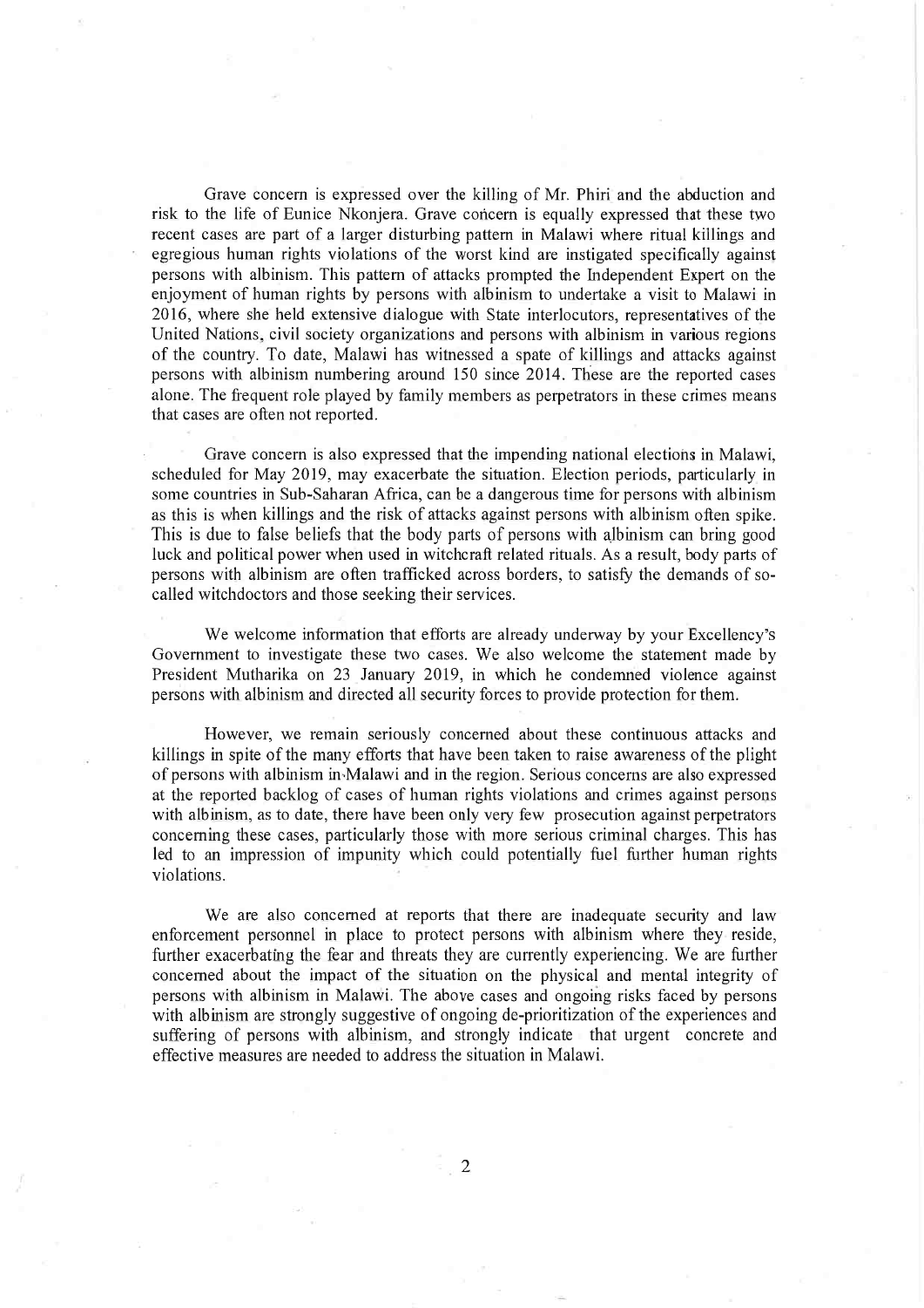Grave concern is expressed over the killing of Mr. Phiri and the abduction and risk to the life of Eunice Nkonjera. Grave concern is equally expressed that these two recent cases are part of a larger disturbing pattern in Malawi where ritual killings and egregious human rights violations of the worst kind are instigated specifically against persons with albinism. This pattern of attacks prompted the Independent Expert on the enjoyment of human rights by persons with albinism to undertake a visit to Malawi in 2016, where she held extensive dialogue with State interlocutors, representatives of the United Nations, civil society organizations and persons with albinism in various regions of the country. To date, Malawi has witnessed a spate of killings and attacks against persons with albinism numbering around 150 since 2014. These are the reported cases alone. The frequent role played by family members as perpetrators in these crimes means that cases are often not reported.

Grave concern is also expressed that the impending national elections in Malawi, scheduled for May 2019, may exacerbate the situation. Election periods, particularly in some countries in Sub-Saharan Africa, can be a dangerous time for persons with albinism as this is when killings and the risk of attacks against persons with albinism often spike. This is due to false beliefs that the body parts of persons with albinism can bring good luck and political power when used in witchcraft related rituals. As a result, body parts of persons with albinism are often trafficked across borders, to satisfy the demands of so-called witchdoctors and those seeking their services.

We welcome information that efforts are already underway by your Excellency's Government to investigate these two cases. We also welcome the statement made by President Mutharika on 23 January 2019, in which he condemned violence against persons with albinism and directed all security forces to provide protection for them.

However, we remain seriously concerned about these continuous attacks and killings in spite of the many efforts that have been taken to raise awareness of the plight of persons with albinism in Malawi and in the region. Serious concerns are also expressed at the reported backlog of cases of human rights violations and crimes against persons with albinism, as to date, there have been only very few prosecution against perpetrators concerning these cases, particularly those with more serious criminal charges. This has led to an impression of impunity which could potentially fuel further human rights violations.

We are also concerned at reports that there are inadequate security and law enforcement personnel in place to protect persons with albinism where they reside, further exacerbating the fear and threats they are currently experiencing. We are further concerned about the impact of the situation on the physical and mental integrity of persons with albinism in Malawi. The above cases and ongoing risks faced by persons with albinism are strongly suggestive of ongoing de-prioritization of the experiences and suffering of persons with albinism, and strongly indicate that urgent concrete and effective measures are needed to address the situation in Malawi.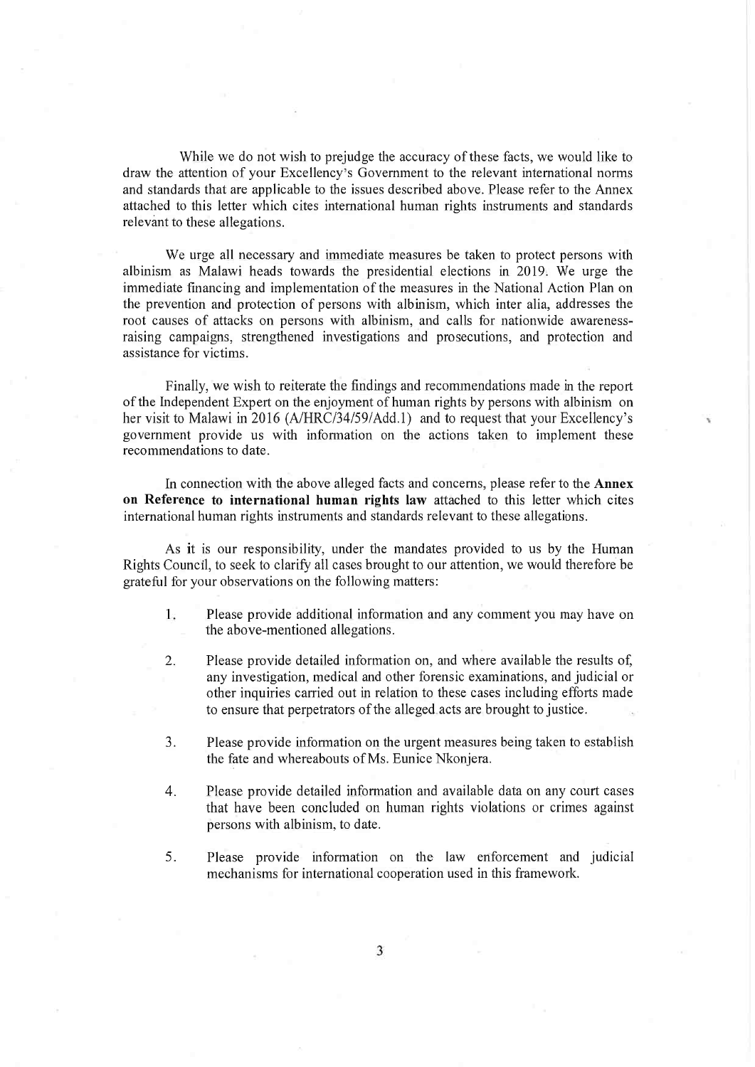While we do not wish to prejudge the accuracy of these facts, we would like to draw the attention of your Excellency's Government to the relevant international norms and standards that are applicable to the issues described above. Please refer to the Annex attached to this letter which cites international human rights instruments and standards relevant to these allegations.

We urge all necessary and immediate measures be taken to protect persons with albinism as Malawi heads towards the presidential elections in 2019. We urge the immediate financing and implementation of the measures in the National Action Plan on the prevention and protection of persons with albinism, which inter alia, addresses the root causes of attacks on persons with albinism, and calls for nationwide awareness-raising campaigns, strengthened investigations and prosecutions, and protection and assistance for victims.

Finally, we wish to reiterate the findings and recommendations made in the report of the Independent Expert on the enjoyment of human rights by persons with albinism on her visit to Malawi in 2016 (A/HRC/34/59/Add.1) and to request that your Excellency's government provide us with information on the actions taken to implement these recommendations to date.

In connection with the above alleged facts and concerns, please refer to the **Annex on Reference to international human rights law** attached to this letter which cites international human rights instruments and standards relevant to these allegations.

As it is our responsibility, under the mandates provided to us by the Human Rights Council, to seek to clarify all cases brought to our attention, we would therefore be grateful for your observations on the following matters:

1. Please provide additional information and any comment you may have on the above-mentioned allegations.

2. Please provide detailed information on, and where available the results of, any investigation, medical and other forensic examinations, and judicial or other inquiries carried out in relation to these cases including efforts made to ensure that perpetrators of the alleged acts are brought to justice.

3. Please provide information on the urgent measures being taken to establish the fate and whereabouts of Ms. Eunice Nkonjera.

4. Please provide detailed information and available data on any court cases that have been concluded on human rights violations or crimes against persons with albinism, to date.

5. Please provide information on the law enforcement and judicial mechanisms for international cooperation used in this framework.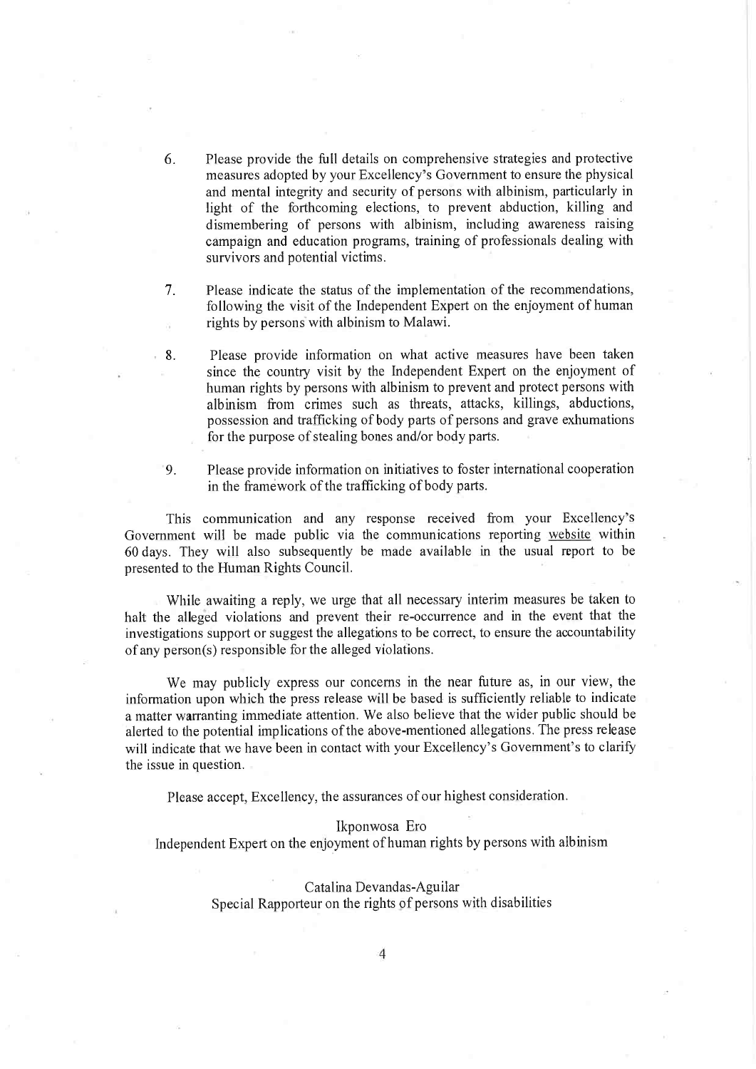6. Please provide the full details on comprehensive strategies and protective measures adopted by your Excellency's Government to ensure the physical and mental integrity and security of persons with albinism, particularly in light of the forthcoming elections, to prevent abduction, killing and dismembering of persons with albinism, including awareness raising campaign and education programs, training of professionals dealing with survivors and potential victims.

7. Please indicate the status of the implementation of the recommendations, following the visit of the Independent Expert on the enjoyment of human rights by persons with albinism to Malawi.

8. Please provide information on what active measures have been taken since the country visit by the Independent Expert on the enjoyment of human rights by persons with albinism to prevent and protect persons with albinism from crimes such as threats, attacks, killings, abductions, possession and trafficking of body parts of persons and grave exhumations for the purpose of stealing bones and/or body parts.

9. Please provide information on initiatives to foster international cooperation in the framework of the trafficking of body parts.

This communication and any response received from your Excellency's Government will be made public via the communications reporting website within 60 days. They will also subsequently be made available in the usual report to be presented to the Human Rights Council.

While awaiting a reply, we urge that all necessary interim measures be taken to halt the alleged violations and prevent their re-occurrence and in the event that the investigations support or suggest the allegations to be correct, to ensure the accountability of any person(s) responsible for the alleged violations.

We may publicly express our concerns in the near future as, in our view, the information upon which the press release will be based is sufficiently reliable to indicate a matter warranting immediate attention. We also believe that the wider public should be alerted to the potential implications of the above-mentioned allegations. The press release will indicate that we have been in contact with your Excellency's Government's to clarify the issue in question.

Please accept, Excellency, the assurances of our highest consideration.

Ikponwosa Ero
Independent Expert on the enjoyment of human rights by persons with albinism

Catalina Devandas-Aguilar
Special Rapporteur on the rights of persons with disabilities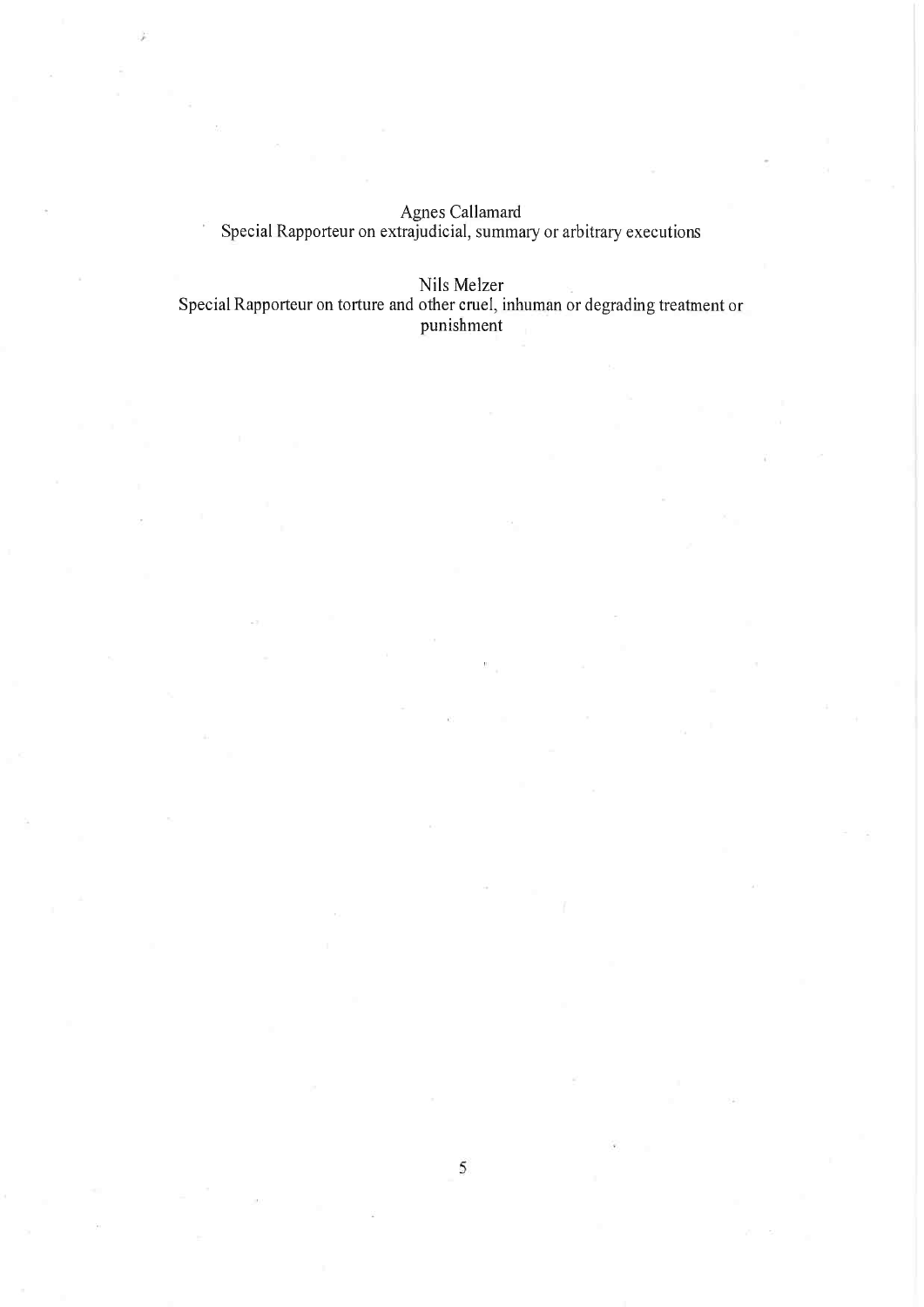Agnes Callamard
Special Rapporteur on extrajudicial, summary or arbitrary executions

Nils Melzer
Special Rapporteur on torture and other cruel, inhuman or degrading treatment or punishment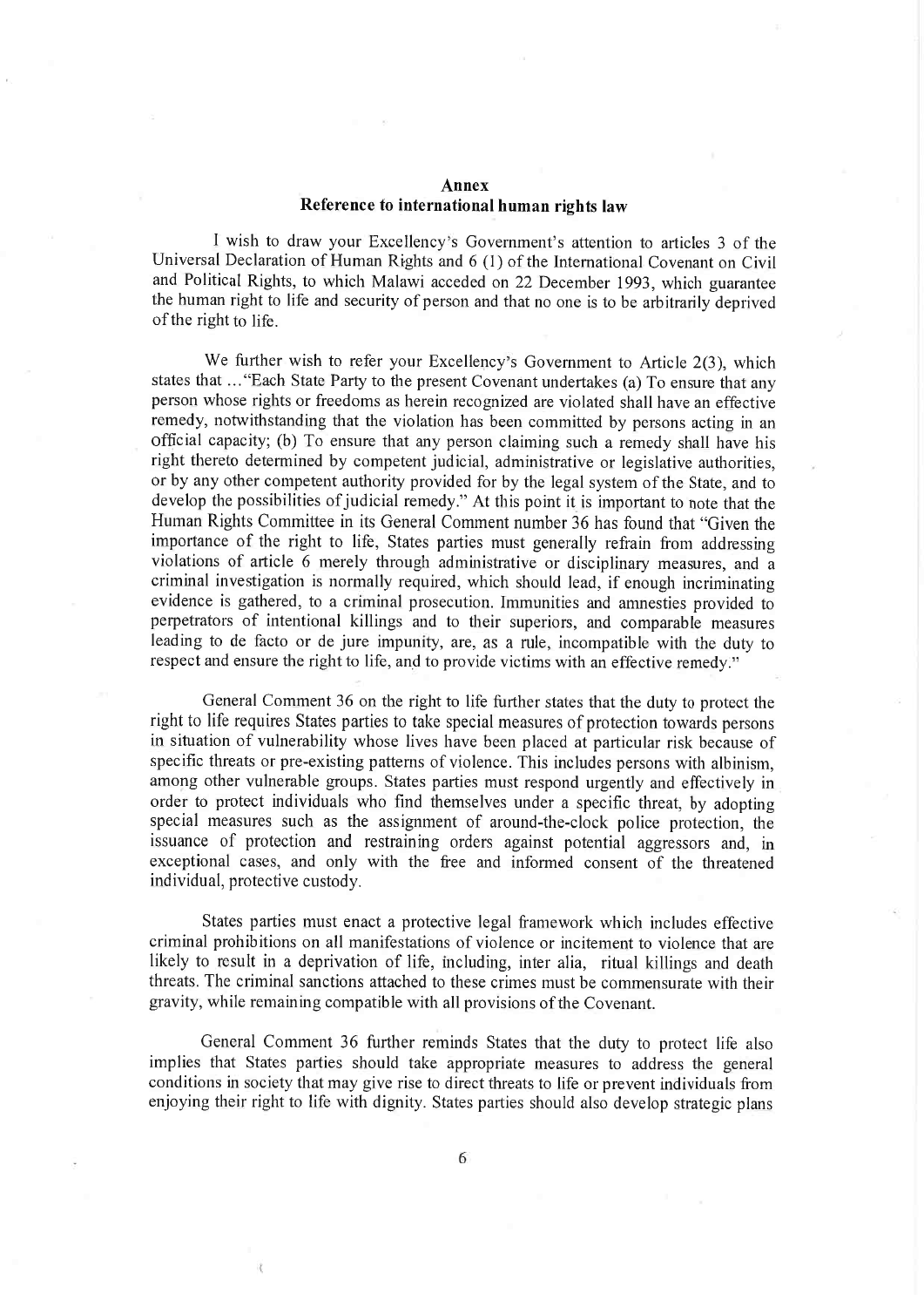## Annex
## Reference to international human rights law

I wish to draw your Excellency's Government's attention to articles 3 of the Universal Declaration of Human Rights and 6 (1) of the International Covenant on Civil and Political Rights, to which Malawi acceded on 22 December 1993, which guarantee the human right to life and security of person and that no one is to be arbitrarily deprived of the right to life.

We further wish to refer your Excellency's Government to Article 2(3), which states that ..."Each State Party to the present Covenant undertakes (a) To ensure that any person whose rights or freedoms as herein recognized are violated shall have an effective remedy, notwithstanding that the violation has been committed by persons acting in an official capacity; (b) To ensure that any person claiming such a remedy shall have his right thereto determined by competent judicial, administrative or legislative authorities, or by any other competent authority provided for by the legal system of the State, and to develop the possibilities of judicial remedy." At this point it is important to note that the Human Rights Committee in its General Comment number 36 has found that "Given the importance of the right to life, States parties must generally refrain from addressing violations of article 6 merely through administrative or disciplinary measures, and a criminal investigation is normally required, which should lead, if enough incriminating evidence is gathered, to a criminal prosecution. Immunities and amnesties provided to perpetrators of intentional killings and to their superiors, and comparable measures leading to de facto or de jure impunity, are, as a rule, incompatible with the duty to respect and ensure the right to life, and to provide victims with an effective remedy."

General Comment 36 on the right to life further states that the duty to protect the right to life requires States parties to take special measures of protection towards persons in situation of vulnerability whose lives have been placed at particular risk because of specific threats or pre-existing patterns of violence. This includes persons with albinism, among other vulnerable groups. States parties must respond urgently and effectively in order to protect individuals who find themselves under a specific threat, by adopting special measures such as the assignment of around-the-clock police protection, the issuance of protection and restraining orders against potential aggressors and, in exceptional cases, and only with the free and informed consent of the threatened individual, protective custody.

States parties must enact a protective legal framework which includes effective criminal prohibitions on all manifestations of violence or incitement to violence that are likely to result in a deprivation of life, including, inter alia, ritual killings and death threats. The criminal sanctions attached to these crimes must be commensurate with their gravity, while remaining compatible with all provisions of the Covenant.

General Comment 36 further reminds States that the duty to protect life also implies that States parties should take appropriate measures to address the general conditions in society that may give rise to direct threats to life or prevent individuals from enjoying their right to life with dignity. States parties should also develop strategic plans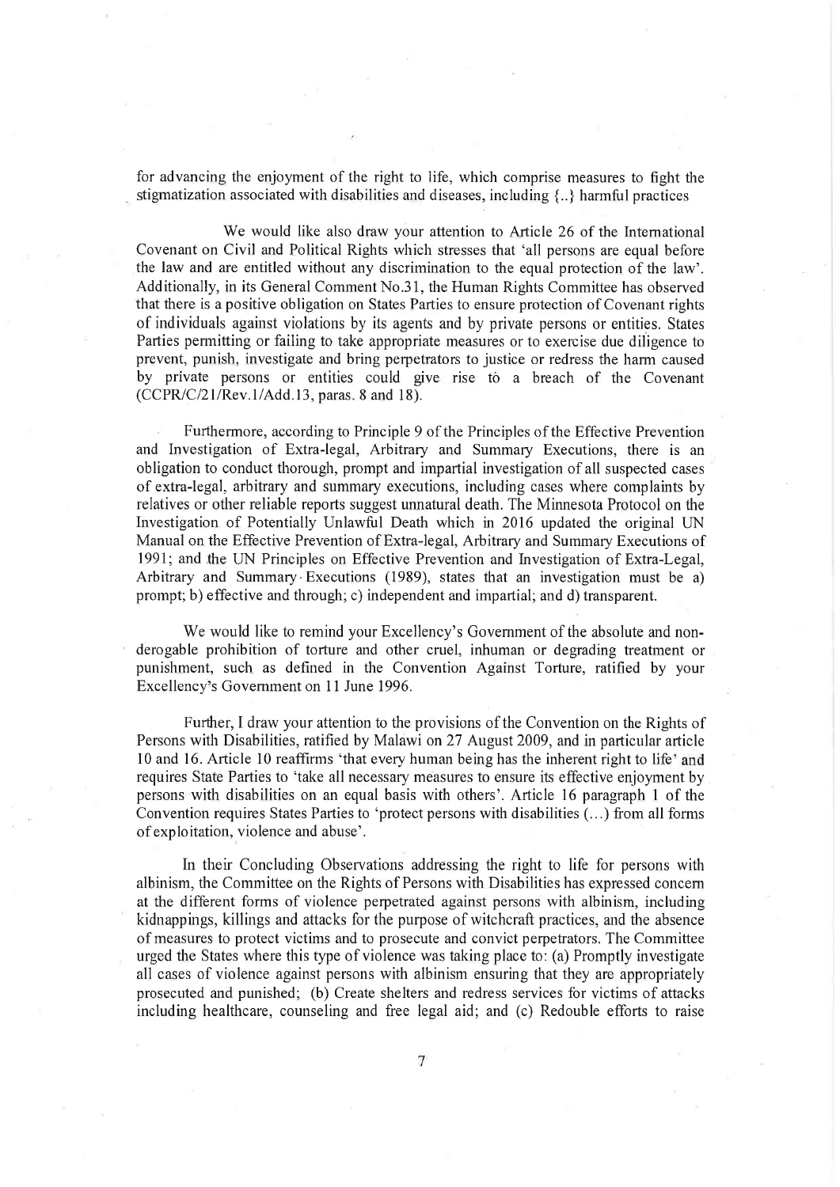for advancing the enjoyment of the right to life, which comprise measures to fight the stigmatization associated with disabilities and diseases, including {..} harmful practices

We would like also draw your attention to Article 26 of the International Covenant on Civil and Political Rights which stresses that 'all persons are equal before the law and are entitled without any discrimination to the equal protection of the law'. Additionally, in its General Comment No.31, the Human Rights Committee has observed that there is a positive obligation on States Parties to ensure protection of Covenant rights of individuals against violations by its agents and by private persons or entities. States Parties permitting or failing to take appropriate measures or to exercise due diligence to prevent, punish, investigate and bring perpetrators to justice or redress the harm caused by private persons or entities could give rise to a breach of the Covenant (CCPR/C/21/Rev.1/Add.13, paras. 8 and 18).

Furthermore, according to Principle 9 of the Principles of the Effective Prevention and Investigation of Extra-legal, Arbitrary and Summary Executions, there is an obligation to conduct thorough, prompt and impartial investigation of all suspected cases of extra-legal, arbitrary and summary executions, including cases where complaints by relatives or other reliable reports suggest unnatural death. The Minnesota Protocol on the Investigation of Potentially Unlawful Death which in 2016 updated the original UN Manual on the Effective Prevention of Extra-legal, Arbitrary and Summary Executions of 1991; and the UN Principles on Effective Prevention and Investigation of Extra-Legal, Arbitrary and Summary Executions (1989), states that an investigation must be a) prompt; b) effective and through; c) independent and impartial; and d) transparent.

We would like to remind your Excellency's Government of the absolute and non-derogable prohibition of torture and other cruel, inhuman or degrading treatment or punishment, such as defined in the Convention Against Torture, ratified by your Excellency's Government on 11 June 1996.

Further, I draw your attention to the provisions of the Convention on the Rights of Persons with Disabilities, ratified by Malawi on 27 August 2009, and in particular article 10 and 16. Article 10 reaffirms 'that every human being has the inherent right to life' and requires State Parties to 'take all necessary measures to ensure its effective enjoyment by persons with disabilities on an equal basis with others'. Article 16 paragraph 1 of the Convention requires States Parties to 'protect persons with disabilities (...) from all forms of exploitation, violence and abuse'.

In their Concluding Observations addressing the right to life for persons with albinism, the Committee on the Rights of Persons with Disabilities has expressed concern at the different forms of violence perpetrated against persons with albinism, including kidnappings, killings and attacks for the purpose of witchcraft practices, and the absence of measures to protect victims and to prosecute and convict perpetrators. The Committee urged the States where this type of violence was taking place to: (a) Promptly investigate all cases of violence against persons with albinism ensuring that they are appropriately prosecuted and punished; (b) Create shelters and redress services for victims of attacks including healthcare, counseling and free legal aid; and (c) Redouble efforts to raise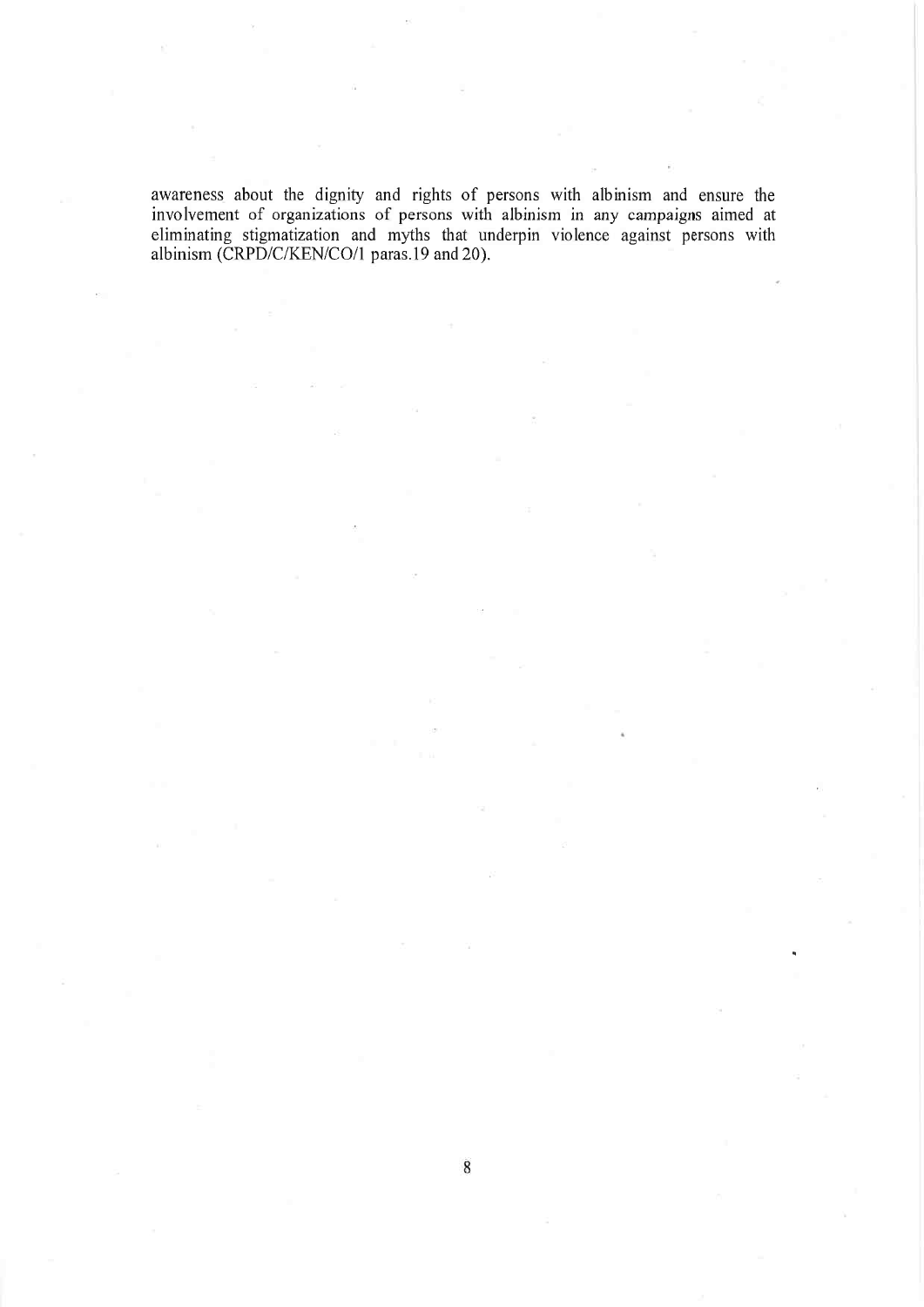awareness about the dignity and rights of persons with albinism and ensure the involvement of organizations of persons with albinism in any campaigns aimed at eliminating stigmatization and myths that underpin violence against persons with albinism (CRPD/C/KEN/CO/1 paras.19 and 20).